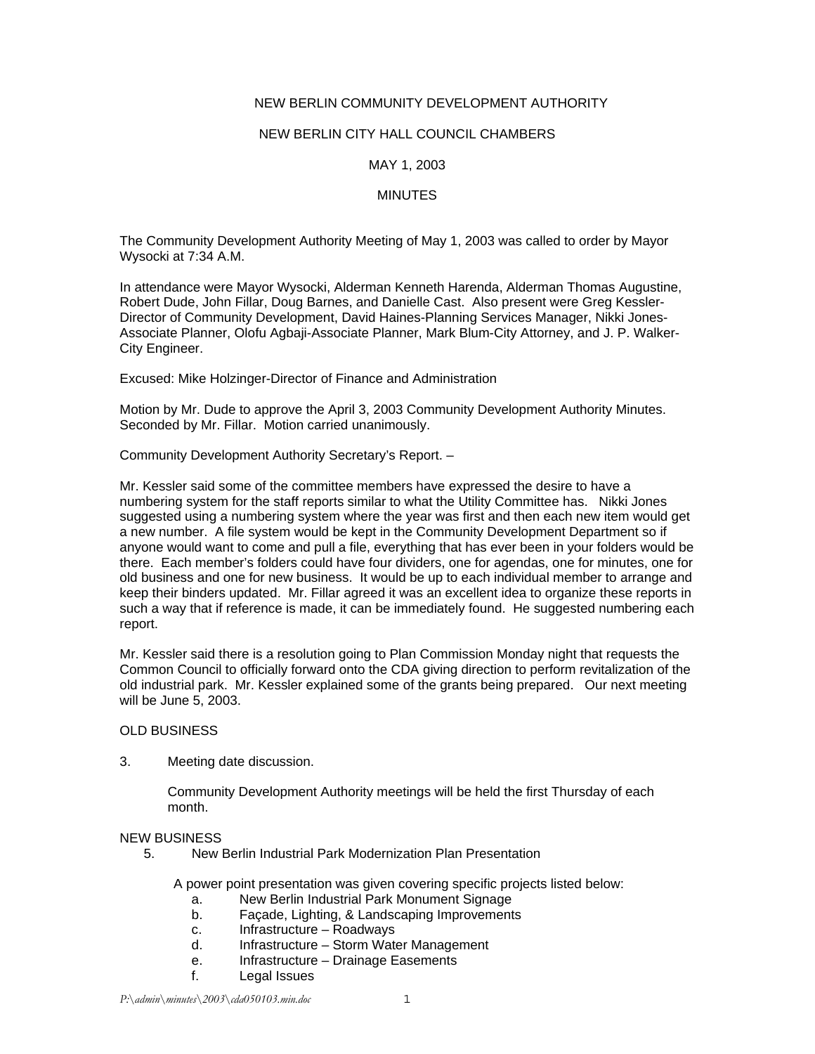# NEW BERLIN COMMUNITY DEVELOPMENT AUTHORITY

## NEW BERLIN CITY HALL COUNCIL CHAMBERS

## MAY 1, 2003

## MINUTES

The Community Development Authority Meeting of May 1, 2003 was called to order by Mayor Wysocki at 7:34 A.M.

In attendance were Mayor Wysocki, Alderman Kenneth Harenda, Alderman Thomas Augustine, Robert Dude, John Fillar, Doug Barnes, and Danielle Cast. Also present were Greg Kessler-Director of Community Development, David Haines-Planning Services Manager, Nikki Jones-Associate Planner, Olofu Agbaji-Associate Planner, Mark Blum-City Attorney, and J. P. Walker-City Engineer.

Excused: Mike Holzinger-Director of Finance and Administration

Motion by Mr. Dude to approve the April 3, 2003 Community Development Authority Minutes. Seconded by Mr. Fillar. Motion carried unanimously.

Community Development Authority Secretary's Report. –

Mr. Kessler said some of the committee members have expressed the desire to have a numbering system for the staff reports similar to what the Utility Committee has. Nikki Jones suggested using a numbering system where the year was first and then each new item would get a new number. A file system would be kept in the Community Development Department so if anyone would want to come and pull a file, everything that has ever been in your folders would be there. Each member's folders could have four dividers, one for agendas, one for minutes, one for old business and one for new business. It would be up to each individual member to arrange and keep their binders updated. Mr. Fillar agreed it was an excellent idea to organize these reports in such a way that if reference is made, it can be immediately found. He suggested numbering each report.

Mr. Kessler said there is a resolution going to Plan Commission Monday night that requests the Common Council to officially forward onto the CDA giving direction to perform revitalization of the old industrial park. Mr. Kessler explained some of the grants being prepared. Our next meeting will be June 5, 2003.

OLD BUSINESS

3. Meeting date discussion.

   Community Development Authority meetings will be held the first Thursday of each month.

NEW BUSINESS

5. New Berlin Industrial Park Modernization Plan Presentation

   A power point presentation was given covering specific projects listed below:

   a. New Berlin Industrial Park Monument Signage
   b. Façade, Lighting, & Landscaping Improvements
   c. Infrastructure – Roadways
   d. Infrastructure – Storm Water Management
   e. Infrastructure – Drainage Easements
   f. Legal Issues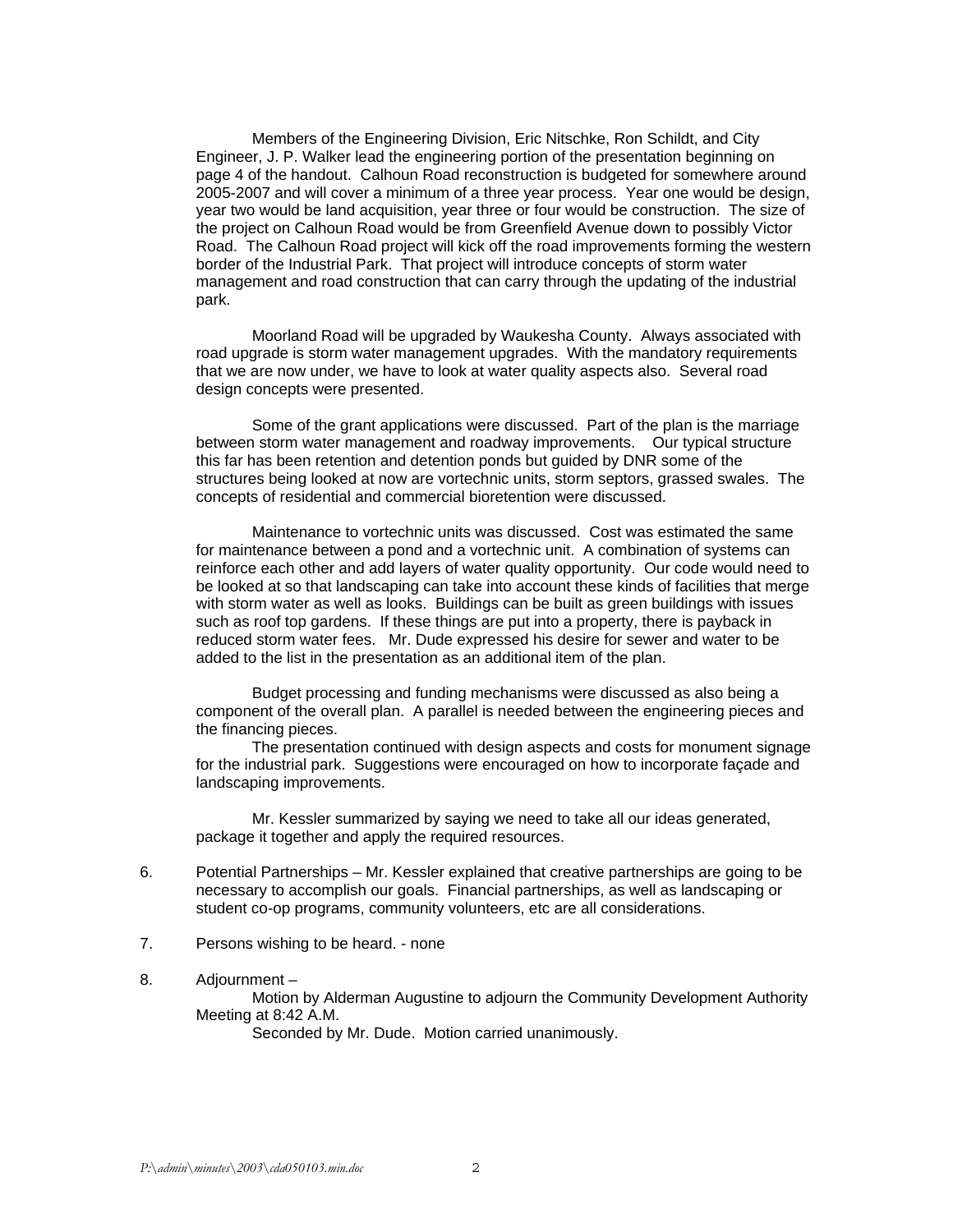Members of the Engineering Division, Eric Nitschke, Ron Schildt, and City Engineer, J. P. Walker lead the engineering portion of the presentation beginning on page 4 of the handout. Calhoun Road reconstruction is budgeted for somewhere around 2005-2007 and will cover a minimum of a three year process. Year one would be design, year two would be land acquisition, year three or four would be construction. The size of the project on Calhoun Road would be from Greenfield Avenue down to possibly Victor Road. The Calhoun Road project will kick off the road improvements forming the western border of the Industrial Park. That project will introduce concepts of storm water management and road construction that can carry through the updating of the industrial park.

Moorland Road will be upgraded by Waukesha County. Always associated with road upgrade is storm water management upgrades. With the mandatory requirements that we are now under, we have to look at water quality aspects also. Several road design concepts were presented.

Some of the grant applications were discussed. Part of the plan is the marriage between storm water management and roadway improvements. Our typical structure this far has been retention and detention ponds but guided by DNR some of the structures being looked at now are vortechnic units, storm septors, grassed swales. The concepts of residential and commercial bioretention were discussed.

Maintenance to vortechnic units was discussed. Cost was estimated the same for maintenance between a pond and a vortechnic unit. A combination of systems can reinforce each other and add layers of water quality opportunity. Our code would need to be looked at so that landscaping can take into account these kinds of facilities that merge with storm water as well as looks. Buildings can be built as green buildings with issues such as roof top gardens. If these things are put into a property, there is payback in reduced storm water fees. Mr. Dude expressed his desire for sewer and water to be added to the list in the presentation as an additional item of the plan.

Budget processing and funding mechanisms were discussed as also being a component of the overall plan. A parallel is needed between the engineering pieces and the financing pieces.

The presentation continued with design aspects and costs for monument signage for the industrial park. Suggestions were encouraged on how to incorporate façade and landscaping improvements.

Mr. Kessler summarized by saying we need to take all our ideas generated, package it together and apply the required resources.

6. Potential Partnerships – Mr. Kessler explained that creative partnerships are going to be necessary to accomplish our goals. Financial partnerships, as well as landscaping or student co-op programs, community volunteers, etc are all considerations.

7. Persons wishing to be heard. - none

8. Adjournment –

   Motion by Alderman Augustine to adjourn the Community Development Authority Meeting at 8:42 A.M.

   Seconded by Mr. Dude. Motion carried unanimously.

*P:\admin\minutes\2003\cda050103.min.doc*